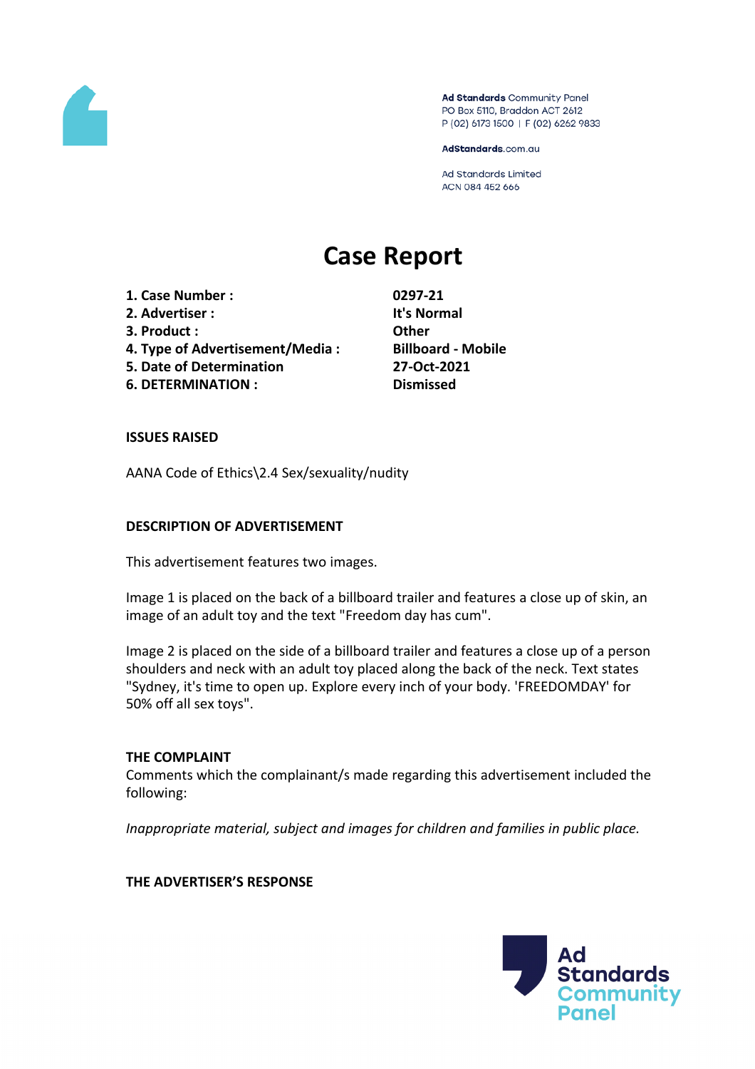Ad Standards Community Panel
PO Box 5110, Braddon ACT 2612
P (02) 6173 1500 | F (02) 6262 9833

AdStandards.com.au

Ad Standards Limited
ACN 084 452 666

# Case Report

| | |
|---|---|
| **1. Case Number :** | **0297-21** |
| **2. Advertiser :** | **It's Normal** |
| **3. Product :** | **Other** |
| **4. Type of Advertisement/Media :** | **Billboard - Mobile** |
| **5. Date of Determination** | **27-Oct-2021** |
| **6. DETERMINATION :** | **Dismissed** |

**ISSUES RAISED**

AANA Code of Ethics\2.4 Sex/sexuality/nudity

**DESCRIPTION OF ADVERTISEMENT**

This advertisement features two images.

Image 1 is placed on the back of a billboard trailer and features a close up of skin, an image of an adult toy and the text "Freedom day has cum".

Image 2 is placed on the side of a billboard trailer and features a close up of a person shoulders and neck with an adult toy placed along the back of the neck. Text states "Sydney, it's time to open up. Explore every inch of your body. 'FREEDOMDAY' for 50% off all sex toys".

**THE COMPLAINT**

Comments which the complainant/s made regarding this advertisement included the following:

*Inappropriate material, subject and images for children and families in public place.*

**THE ADVERTISER'S RESPONSE**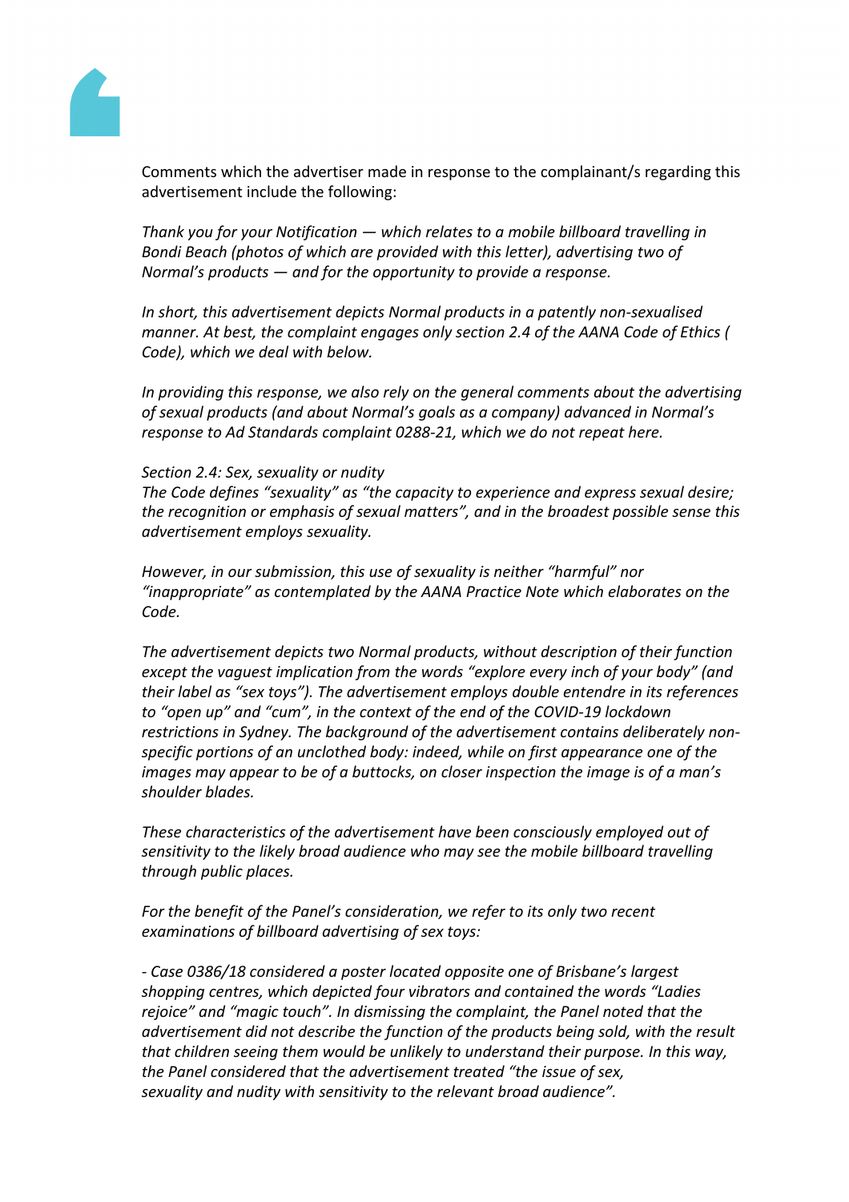Comments which the advertiser made in response to the complainant/s regarding this advertisement include the following:

*Thank you for your Notification — which relates to a mobile billboard travelling in Bondi Beach (photos of which are provided with this letter), advertising two of Normal's products — and for the opportunity to provide a response.*

*In short, this advertisement depicts Normal products in a patently non-sexualised manner. At best, the complaint engages only section 2.4 of the AANA Code of Ethics ( Code), which we deal with below.*

*In providing this response, we also rely on the general comments about the advertising of sexual products (and about Normal's goals as a company) advanced in Normal's response to Ad Standards complaint 0288-21, which we do not repeat here.*

*Section 2.4: Sex, sexuality or nudity*
*The Code defines "sexuality" as "the capacity to experience and express sexual desire; the recognition or emphasis of sexual matters", and in the broadest possible sense this advertisement employs sexuality.*

*However, in our submission, this use of sexuality is neither "harmful" nor "inappropriate" as contemplated by the AANA Practice Note which elaborates on the Code.*

*The advertisement depicts two Normal products, without description of their function except the vaguest implication from the words "explore every inch of your body" (and their label as "sex toys"). The advertisement employs double entendre in its references to "open up" and "cum", in the context of the end of the COVID-19 lockdown restrictions in Sydney. The background of the advertisement contains deliberately non-specific portions of an unclothed body: indeed, while on first appearance one of the images may appear to be of a buttocks, on closer inspection the image is of a man's shoulder blades.*

*These characteristics of the advertisement have been consciously employed out of sensitivity to the likely broad audience who may see the mobile billboard travelling through public places.*

*For the benefit of the Panel's consideration, we refer to its only two recent examinations of billboard advertising of sex toys:*

*- Case 0386/18 considered a poster located opposite one of Brisbane's largest shopping centres, which depicted four vibrators and contained the words "Ladies rejoice" and "magic touch". In dismissing the complaint, the Panel noted that the advertisement did not describe the function of the products being sold, with the result that children seeing them would be unlikely to understand their purpose. In this way, the Panel considered that the advertisement treated "the issue of sex, sexuality and nudity with sensitivity to the relevant broad audience".*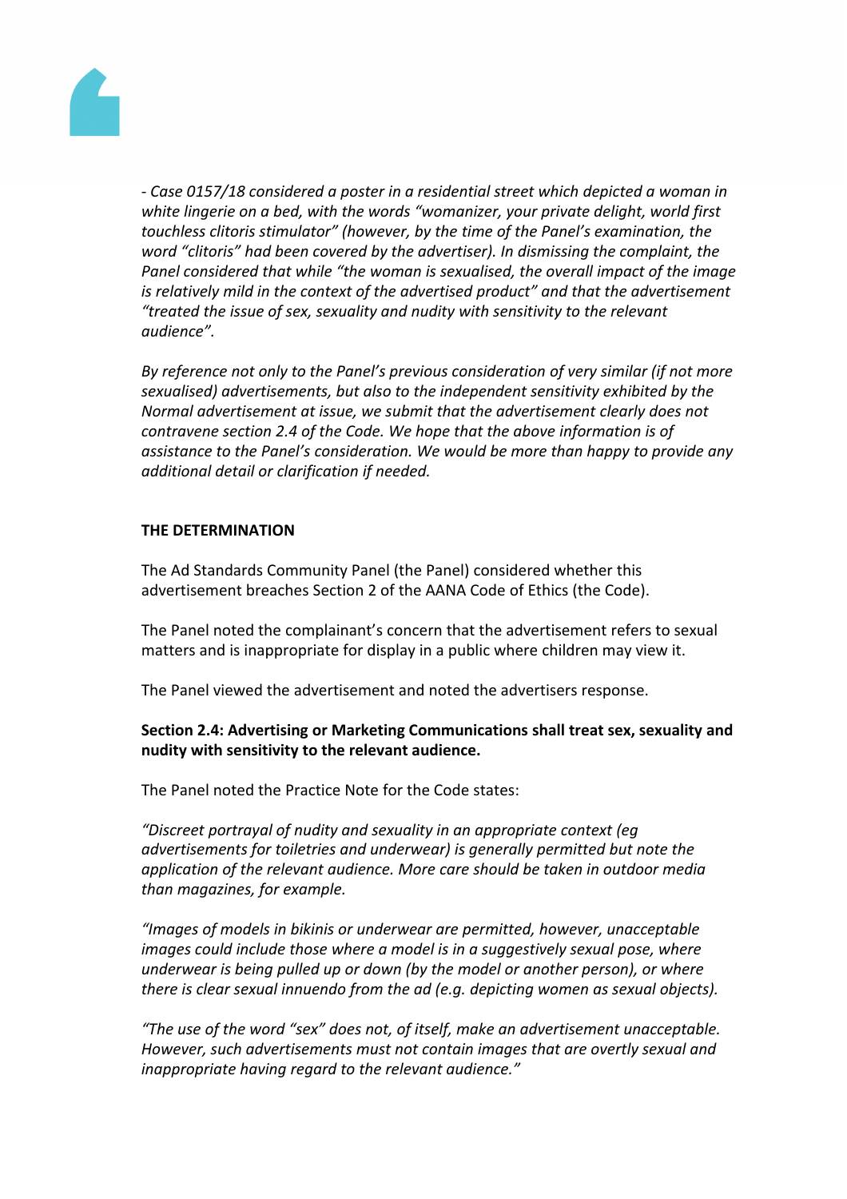*- Case 0157/18 considered a poster in a residential street which depicted a woman in white lingerie on a bed, with the words "womanizer, your private delight, world first touchless clitoris stimulator" (however, by the time of the Panel's examination, the word "clitoris" had been covered by the advertiser). In dismissing the complaint, the Panel considered that while "the woman is sexualised, the overall impact of the image is relatively mild in the context of the advertised product" and that the advertisement "treated the issue of sex, sexuality and nudity with sensitivity to the relevant audience".*

*By reference not only to the Panel's previous consideration of very similar (if not more sexualised) advertisements, but also to the independent sensitivity exhibited by the Normal advertisement at issue, we submit that the advertisement clearly does not contravene section 2.4 of the Code. We hope that the above information is of assistance to the Panel's consideration. We would be more than happy to provide any additional detail or clarification if needed.*

**THE DETERMINATION**

The Ad Standards Community Panel (the Panel) considered whether this advertisement breaches Section 2 of the AANA Code of Ethics (the Code).

The Panel noted the complainant's concern that the advertisement refers to sexual matters and is inappropriate for display in a public where children may view it.

The Panel viewed the advertisement and noted the advertisers response.

**Section 2.4: Advertising or Marketing Communications shall treat sex, sexuality and nudity with sensitivity to the relevant audience.**

The Panel noted the Practice Note for the Code states:

*"Discreet portrayal of nudity and sexuality in an appropriate context (eg advertisements for toiletries and underwear) is generally permitted but note the application of the relevant audience. More care should be taken in outdoor media than magazines, for example.*

*"Images of models in bikinis or underwear are permitted, however, unacceptable images could include those where a model is in a suggestively sexual pose, where underwear is being pulled up or down (by the model or another person), or where there is clear sexual innuendo from the ad (e.g. depicting women as sexual objects).*

*"The use of the word "sex" does not, of itself, make an advertisement unacceptable. However, such advertisements must not contain images that are overtly sexual and inappropriate having regard to the relevant audience."*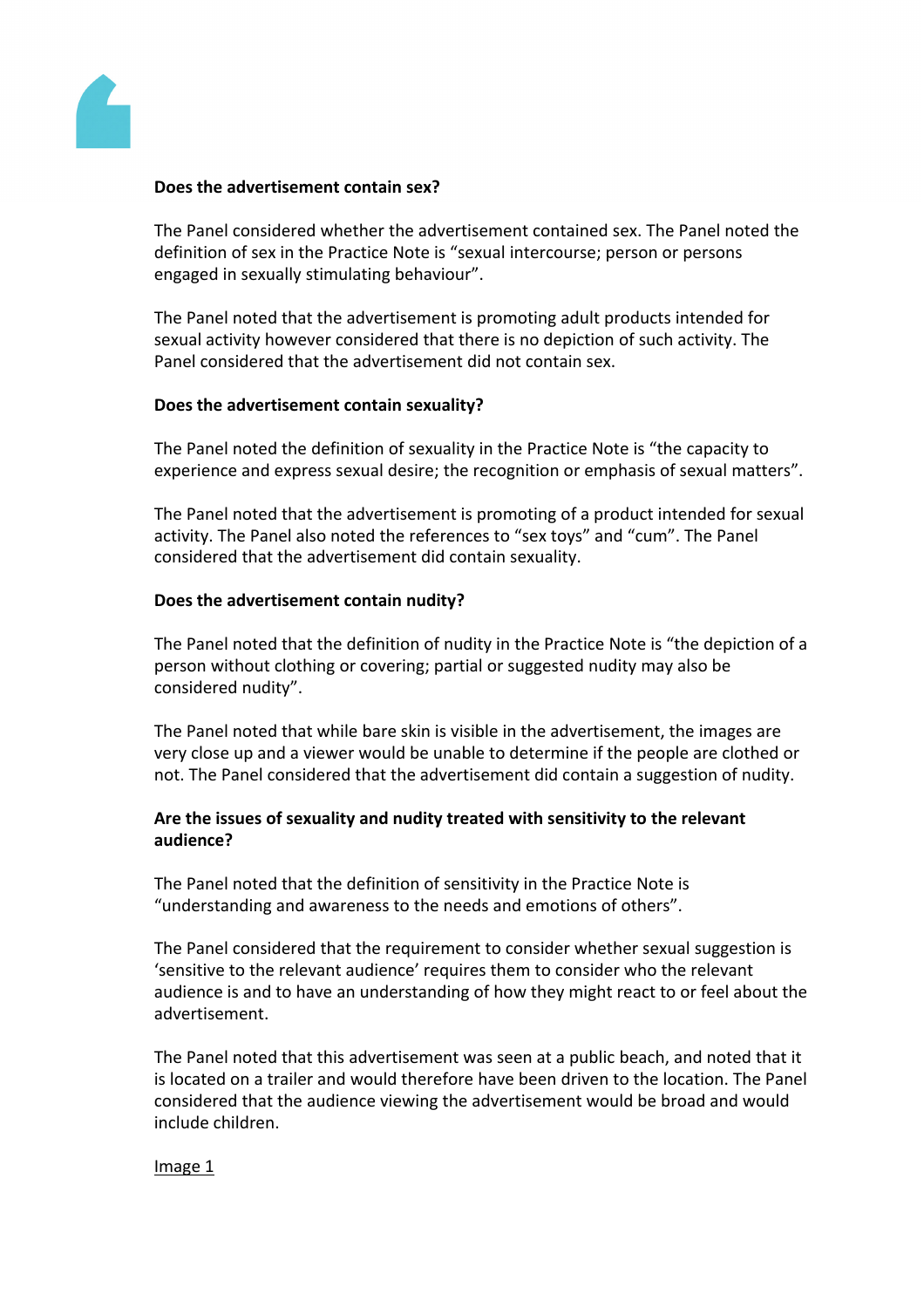**Does the advertisement contain sex?**

The Panel considered whether the advertisement contained sex. The Panel noted the definition of sex in the Practice Note is "sexual intercourse; person or persons engaged in sexually stimulating behaviour".

The Panel noted that the advertisement is promoting adult products intended for sexual activity however considered that there is no depiction of such activity. The Panel considered that the advertisement did not contain sex.

**Does the advertisement contain sexuality?**

The Panel noted the definition of sexuality in the Practice Note is "the capacity to experience and express sexual desire; the recognition or emphasis of sexual matters".

The Panel noted that the advertisement is promoting of a product intended for sexual activity. The Panel also noted the references to "sex toys" and "cum". The Panel considered that the advertisement did contain sexuality.

**Does the advertisement contain nudity?**

The Panel noted that the definition of nudity in the Practice Note is "the depiction of a person without clothing or covering; partial or suggested nudity may also be considered nudity".

The Panel noted that while bare skin is visible in the advertisement, the images are very close up and a viewer would be unable to determine if the people are clothed or not. The Panel considered that the advertisement did contain a suggestion of nudity.

**Are the issues of sexuality and nudity treated with sensitivity to the relevant audience?**

The Panel noted that the definition of sensitivity in the Practice Note is "understanding and awareness to the needs and emotions of others".

The Panel considered that the requirement to consider whether sexual suggestion is 'sensitive to the relevant audience' requires them to consider who the relevant audience is and to have an understanding of how they might react to or feel about the advertisement.

The Panel noted that this advertisement was seen at a public beach, and noted that it is located on a trailer and would therefore have been driven to the location. The Panel considered that the audience viewing the advertisement would be broad and would include children.

Image 1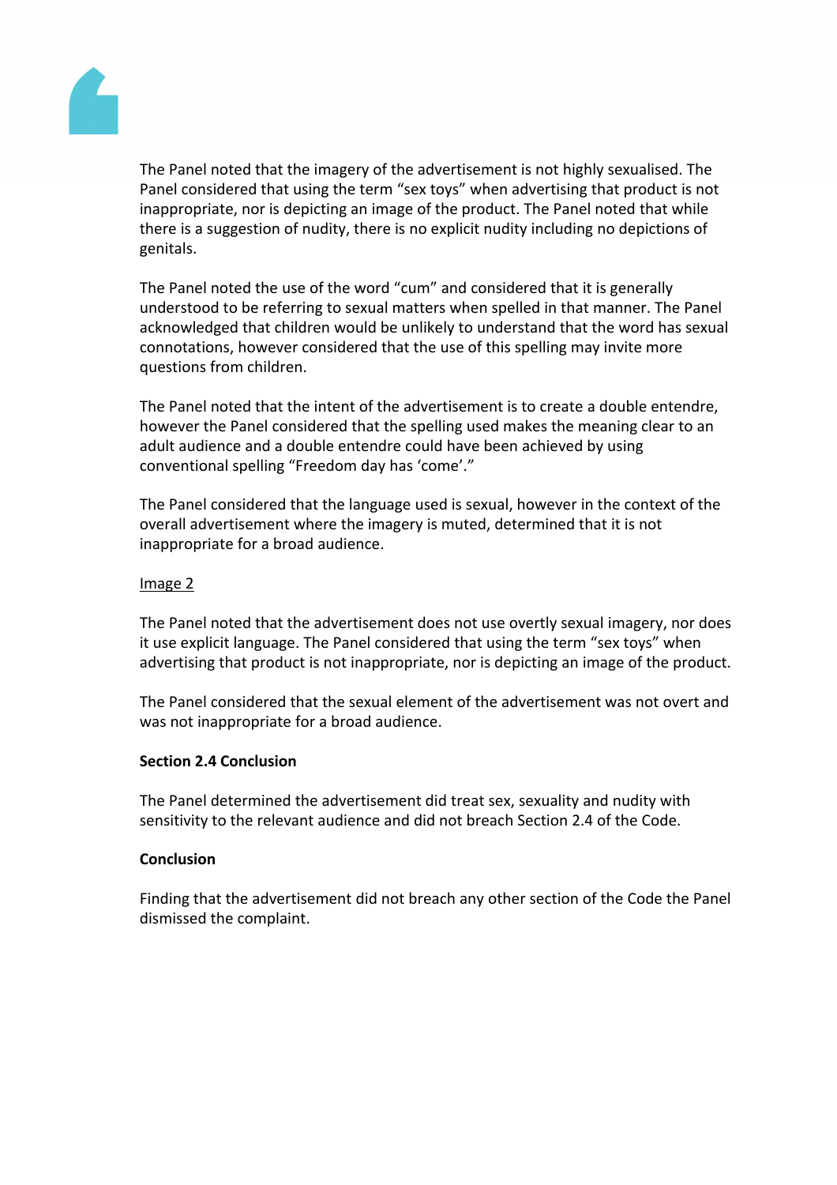The Panel noted that the imagery of the advertisement is not highly sexualised. The Panel considered that using the term "sex toys" when advertising that product is not inappropriate, nor is depicting an image of the product. The Panel noted that while there is a suggestion of nudity, there is no explicit nudity including no depictions of genitals.

The Panel noted the use of the word "cum" and considered that it is generally understood to be referring to sexual matters when spelled in that manner. The Panel acknowledged that children would be unlikely to understand that the word has sexual connotations, however considered that the use of this spelling may invite more questions from children.

The Panel noted that the intent of the advertisement is to create a double entendre, however the Panel considered that the spelling used makes the meaning clear to an adult audience and a double entendre could have been achieved by using conventional spelling "Freedom day has 'come'."

The Panel considered that the language used is sexual, however in the context of the overall advertisement where the imagery is muted, determined that it is not inappropriate for a broad audience.

Image 2

The Panel noted that the advertisement does not use overtly sexual imagery, nor does it use explicit language. The Panel considered that using the term "sex toys" when advertising that product is not inappropriate, nor is depicting an image of the product.

The Panel considered that the sexual element of the advertisement was not overt and was not inappropriate for a broad audience.

**Section 2.4 Conclusion**

The Panel determined the advertisement did treat sex, sexuality and nudity with sensitivity to the relevant audience and did not breach Section 2.4 of the Code.

**Conclusion**

Finding that the advertisement did not breach any other section of the Code the Panel dismissed the complaint.